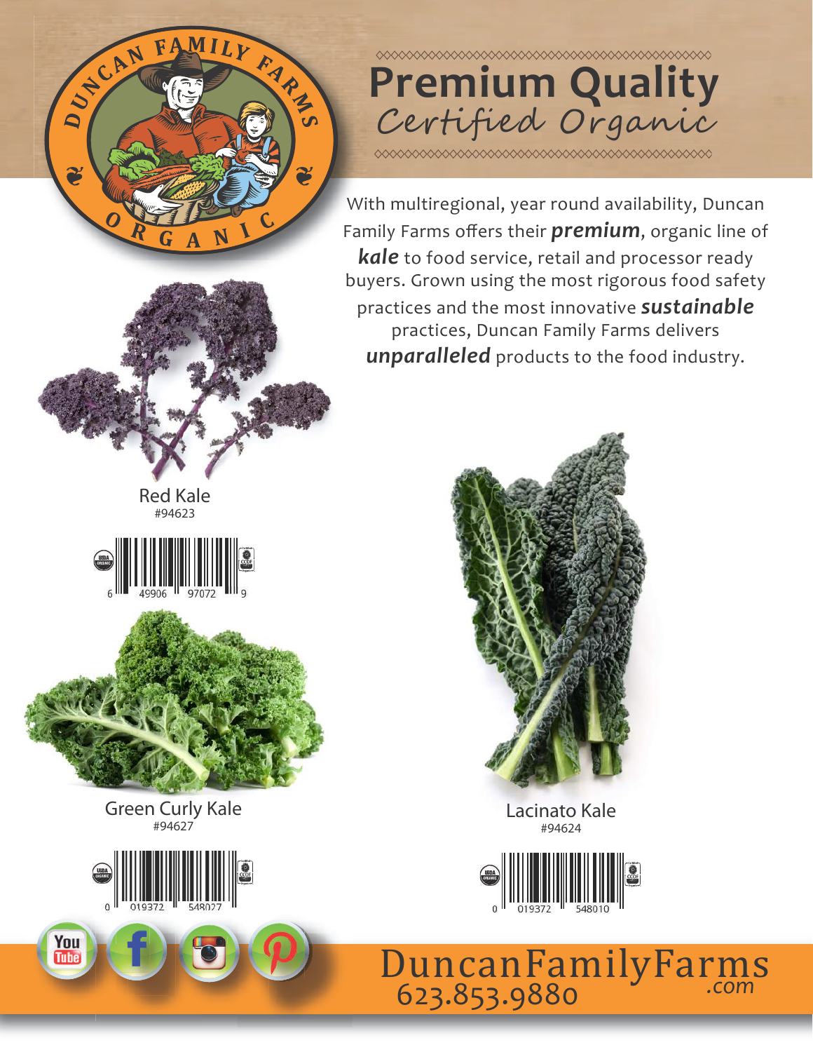# Premium Quality

## *Certified Organic*

With multiregional, year round availability, Duncan Family Farms offers their ***premium***, organic line of ***kale*** to food service, retail and processor ready buyers. Grown using the most rigorous food safety practices and the most innovative ***sustainable*** practices, Duncan Family Farms delivers ***unparalleled*** products to the food industry.

Red Kale
#94623

6 49906 97072 9

Green Curly Kale
#94627

0 019372 548027

Lacinato Kale
#94624

0 019372 548010

DuncanFamilyFarms.com
623.853.9880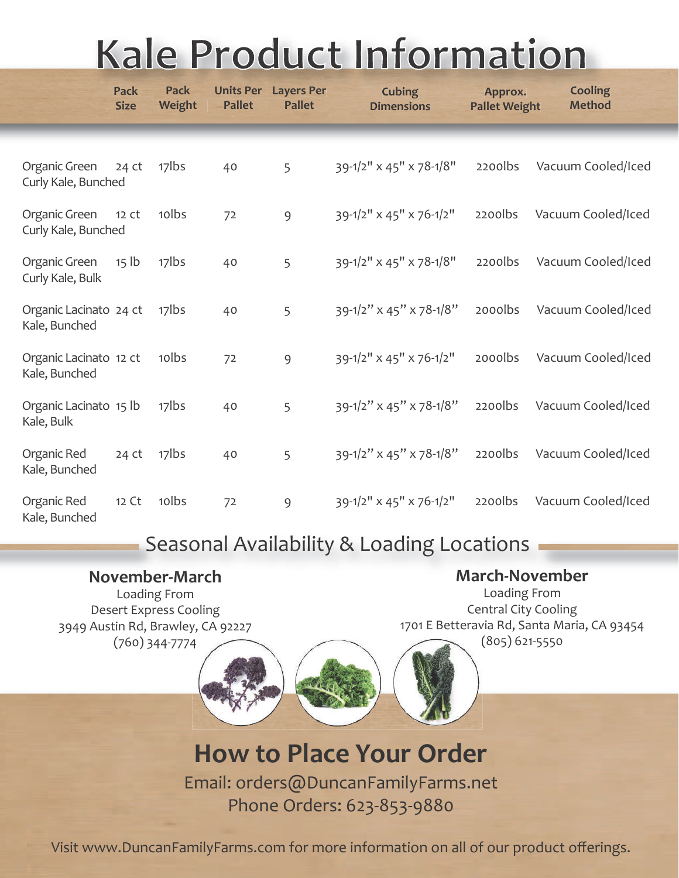# Kale Product Information

| | Pack Size | Pack Weight | Units Per Pallet | Layers Per Pallet | Cubing Dimensions | Approx. Pallet Weight | Cooling Method |
|---|---|---|---|---|---|---|---|
| Organic Green Curly Kale, Bunched | 24 ct | 17lbs | 40 | 5 | 39-1/2" x 45" x 78-1/8" | 2200lbs | Vacuum Cooled/Iced |
| Organic Green Curly Kale, Bunched | 12 ct | 10lbs | 72 | 9 | 39-1/2" x 45" x 76-1/2" | 2200lbs | Vacuum Cooled/Iced |
| Organic Green Curly Kale, Bulk | 15 lb | 17lbs | 40 | 5 | 39-1/2" x 45" x 78-1/8" | 2200lbs | Vacuum Cooled/Iced |
| Organic Lacinato Kale, Bunched | 24 ct | 17lbs | 40 | 5 | 39-1/2" x 45" x 78-1/8" | 2000lbs | Vacuum Cooled/Iced |
| Organic Lacinato Kale, Bunched | 12 ct | 10lbs | 72 | 9 | 39-1/2" x 45" x 76-1/2" | 2000lbs | Vacuum Cooled/Iced |
| Organic Lacinato Kale, Bulk | 15 lb | 17lbs | 40 | 5 | 39-1/2" x 45" x 78-1/8" | 2200lbs | Vacuum Cooled/Iced |
| Organic Red Kale, Bunched | 24 ct | 17lbs | 40 | 5 | 39-1/2" x 45" x 78-1/8" | 2200lbs | Vacuum Cooled/Iced |
| Organic Red Kale, Bunched | 12 Ct | 10lbs | 72 | 9 | 39-1/2" x 45" x 76-1/2" | 2200lbs | Vacuum Cooled/Iced |

## Seasonal Availability & Loading Locations

**November-March**
Loading From
Desert Express Cooling
3949 Austin Rd, Brawley, CA 92227
(760) 344-7774

**March-November**
Loading From
Central City Cooling
1701 E Betteravia Rd, Santa Maria, CA 93454
(805) 621-5550

## How to Place Your Order

Email: orders@DuncanFamilyFarms.net
Phone Orders: 623-853-9880

Visit www.DuncanFamilyFarms.com for more information on all of our product offerings.